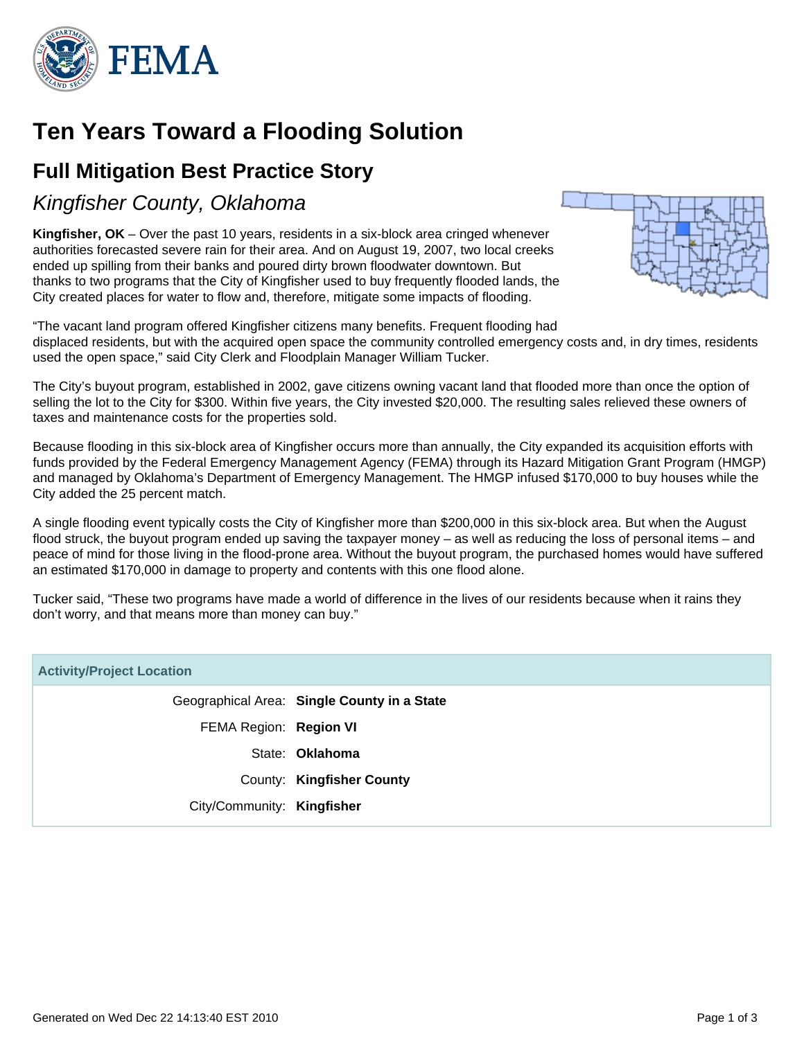# Ten Years Toward a Flooding Solution

## Full Mitigation Best Practice Story

### *Kingfisher County, Oklahoma*

**Kingfisher, OK** – Over the past 10 years, residents in a six-block area cringed whenever authorities forecasted severe rain for their area. And on August 19, 2007, two local creeks ended up spilling from their banks and poured dirty brown floodwater downtown. But thanks to two programs that the City of Kingfisher used to buy frequently flooded lands, the City created places for water to flow and, therefore, mitigate some impacts of flooding.

"The vacant land program offered Kingfisher citizens many benefits. Frequent flooding had displaced residents, but with the acquired open space the community controlled emergency costs and, in dry times, residents used the open space," said City Clerk and Floodplain Manager William Tucker.

The City's buyout program, established in 2002, gave citizens owning vacant land that flooded more than once the option of selling the lot to the City for $300. Within five years, the City invested $20,000. The resulting sales relieved these owners of taxes and maintenance costs for the properties sold.

Because flooding in this six-block area of Kingfisher occurs more than annually, the City expanded its acquisition efforts with funds provided by the Federal Emergency Management Agency (FEMA) through its Hazard Mitigation Grant Program (HMGP) and managed by Oklahoma's Department of Emergency Management. The HMGP infused $170,000 to buy houses while the City added the 25 percent match.

A single flooding event typically costs the City of Kingfisher more than $200,000 in this six-block area. But when the August flood struck, the buyout program ended up saving the taxpayer money – as well as reducing the loss of personal items – and peace of mind for those living in the flood-prone area. Without the buyout program, the purchased homes would have suffered an estimated $170,000 in damage to property and contents with this one flood alone.

Tucker said, "These two programs have made a world of difference in the lives of our residents because when it rains they don't worry, and that means more than money can buy."

| Activity/Project Location | |
|---|---|
| Geographical Area: | **Single County in a State** |
| FEMA Region: | **Region VI** |
| State: | **Oklahoma** |
| County: | **Kingfisher County** |
| City/Community: | **Kingfisher** |

Generated on Wed Dec 22 14:13:40 EST 2010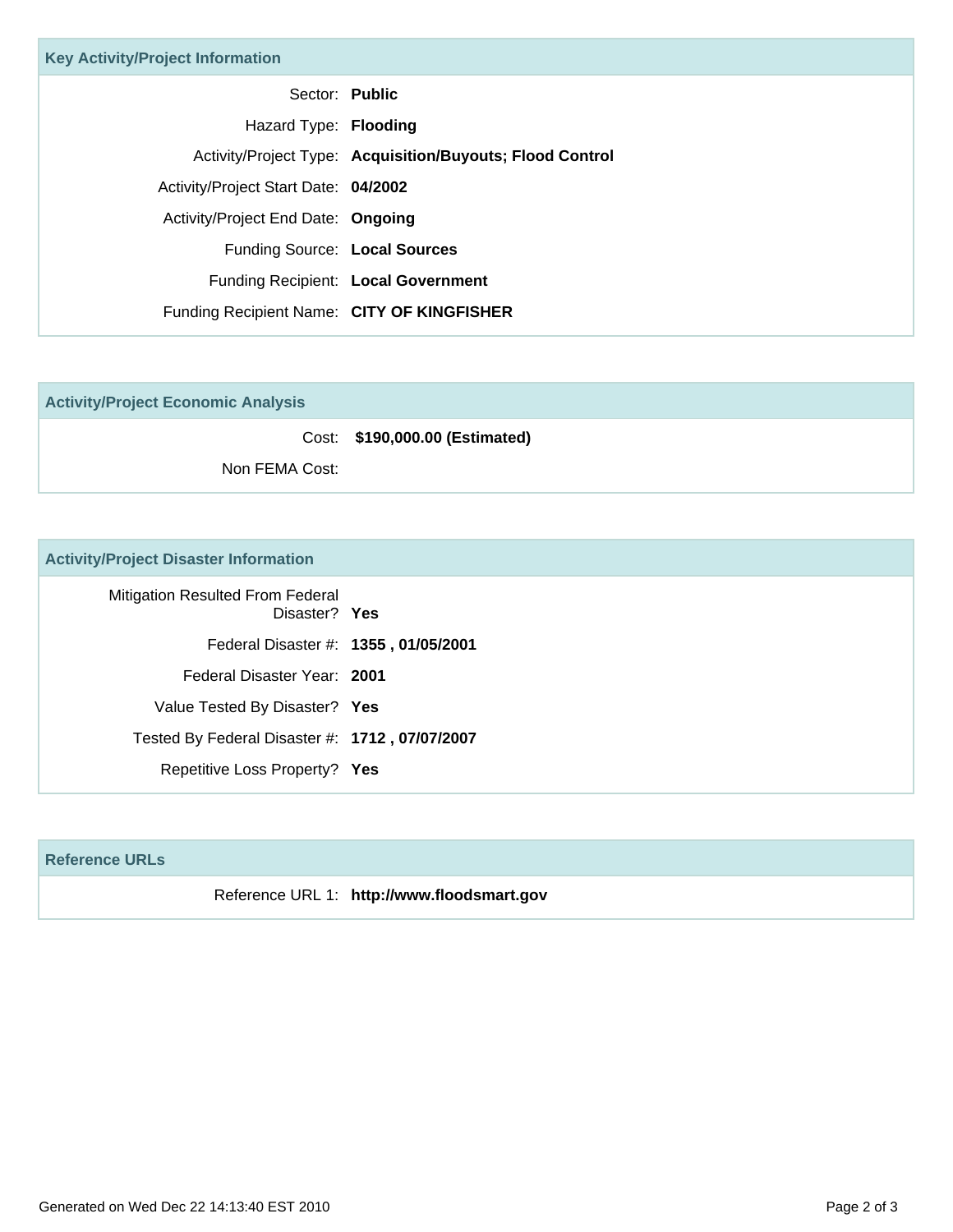## Key Activity/Project Information

| | |
|---|---|
| Sector: | **Public** |
| Hazard Type: | **Flooding** |
| Activity/Project Type: | **Acquisition/Buyouts; Flood Control** |
| Activity/Project Start Date: | **04/2002** |
| Activity/Project End Date: | **Ongoing** |
| Funding Source: | **Local Sources** |
| Funding Recipient: | **Local Government** |
| Funding Recipient Name: | **CITY OF KINGFISHER** |

## Activity/Project Economic Analysis

| | |
|---|---|
| Cost: | **$190,000.00 (Estimated)** |
| Non FEMA Cost: | |

## Activity/Project Disaster Information

| | |
|---|---|
| Mitigation Resulted From Federal Disaster? | **Yes** |
| Federal Disaster #: | **1355 , 01/05/2001** |
| Federal Disaster Year: | **2001** |
| Value Tested By Disaster? | **Yes** |
| Tested By Federal Disaster #: | **1712 , 07/07/2007** |
| Repetitive Loss Property? | **Yes** |

## Reference URLs

| | |
|---|---|
| Reference URL 1: | **http://www.floodsmart.gov** |

Generated on Wed Dec 22 14:13:40 EST 2010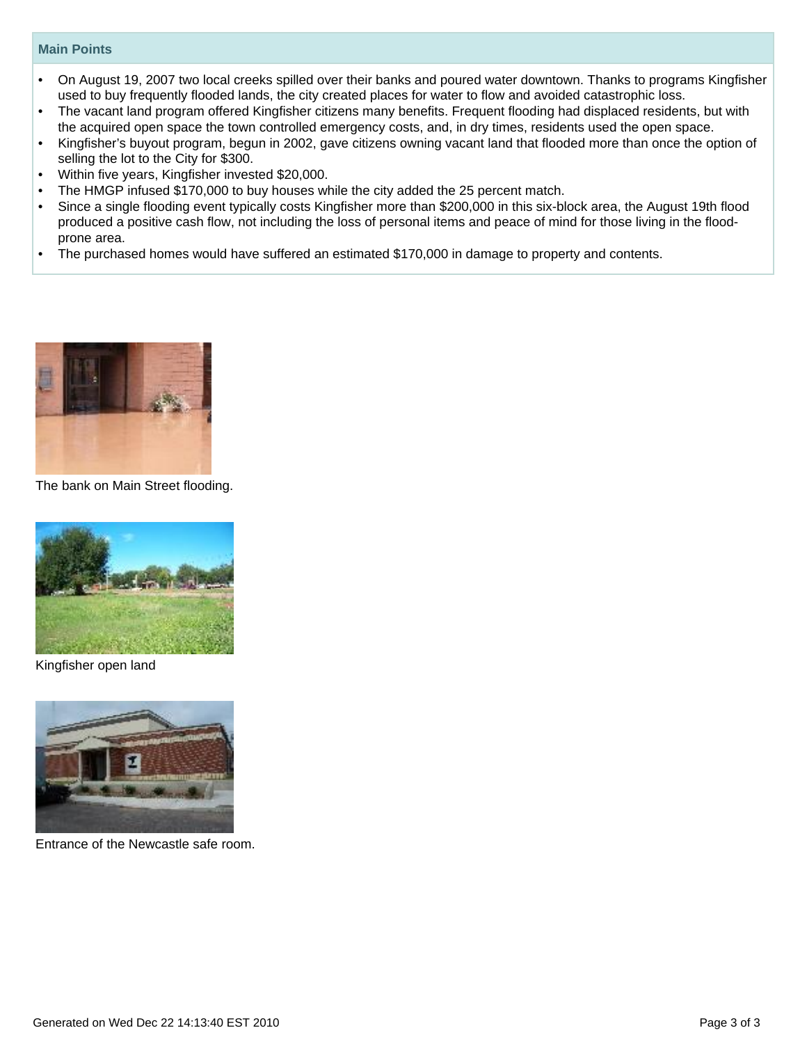## Main Points

- On August 19, 2007 two local creeks spilled over their banks and poured water downtown. Thanks to programs Kingfisher used to buy frequently flooded lands, the city created places for water to flow and avoided catastrophic loss.
- The vacant land program offered Kingfisher citizens many benefits. Frequent flooding had displaced residents, but with the acquired open space the town controlled emergency costs, and, in dry times, residents used the open space.
- Kingfisher's buyout program, begun in 2002, gave citizens owning vacant land that flooded more than once the option of selling the lot to the City for $300.
- Within five years, Kingfisher invested $20,000.
- The HMGP infused $170,000 to buy houses while the city added the 25 percent match.
- Since a single flooding event typically costs Kingfisher more than $200,000 in this six-block area, the August 19th flood produced a positive cash flow, not including the loss of personal items and peace of mind for those living in the flood-prone area.
- The purchased homes would have suffered an estimated $170,000 in damage to property and contents.

The bank on Main Street flooding.

Kingfisher open land

Entrance of the Newcastle safe room.